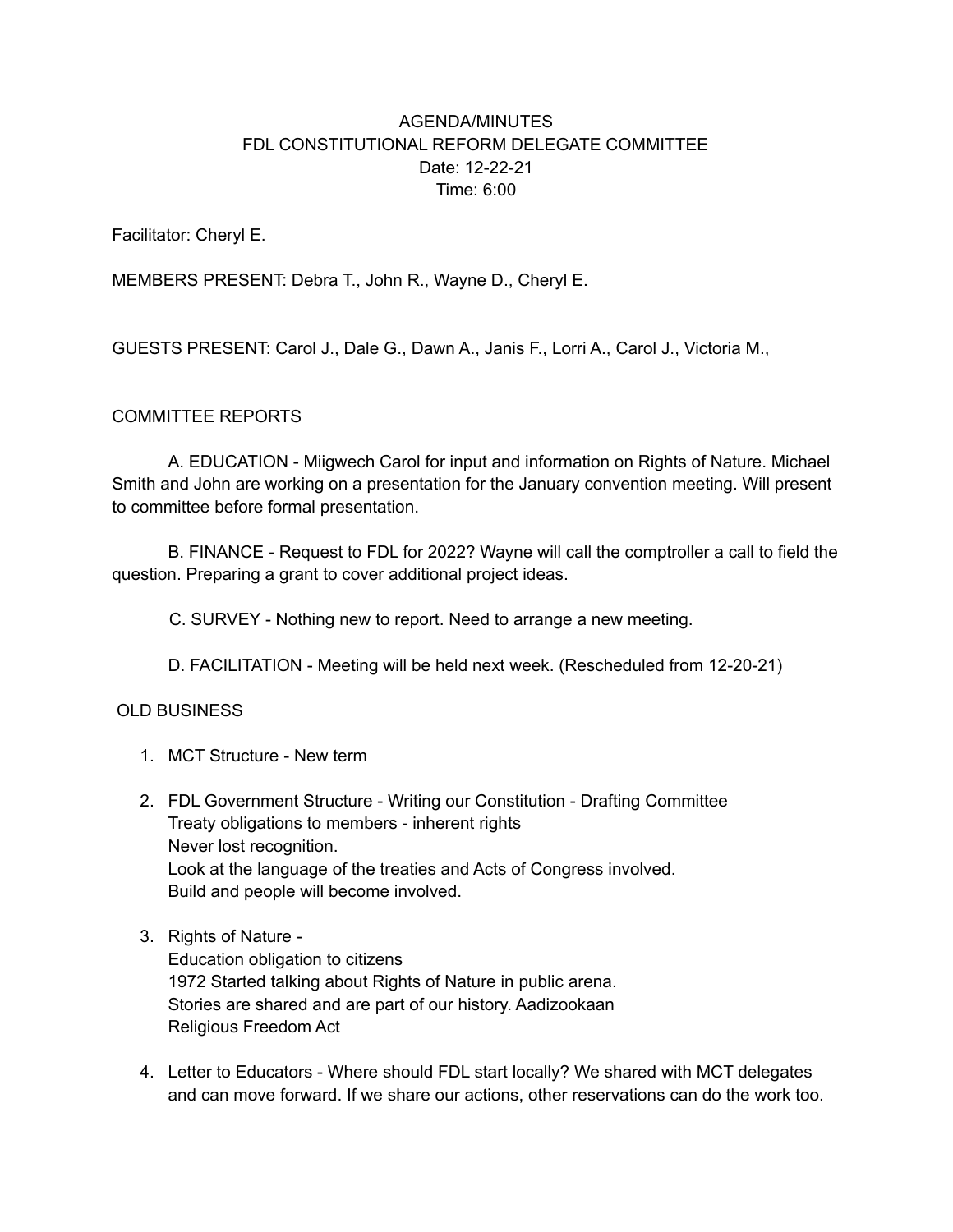# AGENDA/MINUTES
## FDL CONSTITUTIONAL REFORM DELEGATE COMMITTEE
Date: 12-22-21
Time: 6:00

Facilitator: Cheryl E.

MEMBERS PRESENT: Debra T., John R., Wayne D., Cheryl E.

GUESTS PRESENT: Carol J., Dale G., Dawn A., Janis F., Lorri A., Carol J., Victoria M.,

### COMMITTEE REPORTS

A. EDUCATION - Miigwech Carol for input and information on Rights of Nature. Michael Smith and John are working on a presentation for the January convention meeting. Will present to committee before formal presentation.

B. FINANCE - Request to FDL for 2022? Wayne will call the comptroller a call to field the question. Preparing a grant to cover additional project ideas.

C. SURVEY - Nothing new to report. Need to arrange a new meeting.

D. FACILITATION - Meeting will be held next week. (Rescheduled from 12-20-21)

### OLD BUSINESS

1. MCT Structure - New term

2. FDL Government Structure - Writing our Constitution - Drafting Committee
   Treaty obligations to members - inherent rights
   Never lost recognition.
   Look at the language of the treaties and Acts of Congress involved.
   Build and people will become involved.

3. Rights of Nature -
   Education obligation to citizens
   1972 Started talking about Rights of Nature in public arena.
   Stories are shared and are part of our history. Aadizookaan
   Religious Freedom Act

4. Letter to Educators - Where should FDL start locally? We shared with MCT delegates and can move forward. If we share our actions, other reservations can do the work too.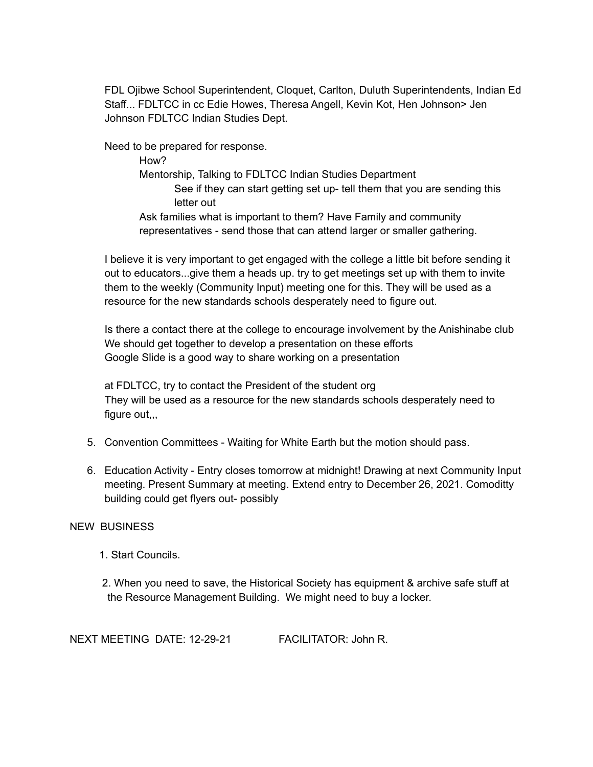FDL Ojibwe School Superintendent, Cloquet, Carlton, Duluth Superintendents, Indian Ed Staff... FDLTCC in cc Edie Howes, Theresa Angell, Kevin Kot, Hen Johnson> Jen Johnson FDLTCC Indian Studies Dept.

Need to be prepared for response.

- How?
- Mentorship, Talking to FDLTCC Indian Studies Department
  - See if they can start getting set up- tell them that you are sending this letter out
- Ask families what is important to them? Have Family and community representatives - send those that can attend larger or smaller gathering.

I believe it is very important to get engaged with the college a little bit before sending it out to educators...give them a heads up. try to get meetings set up with them to invite them to the weekly (Community Input) meeting one for this. They will be used as a resource for the new standards schools desperately need to figure out.

Is there a contact there at the college to encourage involvement by the Anishinabe club
We should get together to develop a presentation on these efforts
Google Slide is a good way to share working on a presentation

at FDLTCC, try to contact the President of the student org
They will be used as a resource for the new standards schools desperately need to figure out,,,

5. Convention Committees - Waiting for White Earth but the motion should pass.

6. Education Activity - Entry closes tomorrow at midnight! Drawing at next Community Input meeting. Present Summary at meeting. Extend entry to December 26, 2021. Comoditty building could get flyers out- possibly

NEW BUSINESS

1. Start Councils.

2. When you need to save, the Historical Society has equipment & archive safe stuff at the Resource Management Building. We might need to buy a locker.

NEXT MEETING DATE: 12-29-21 FACILITATOR: John R.